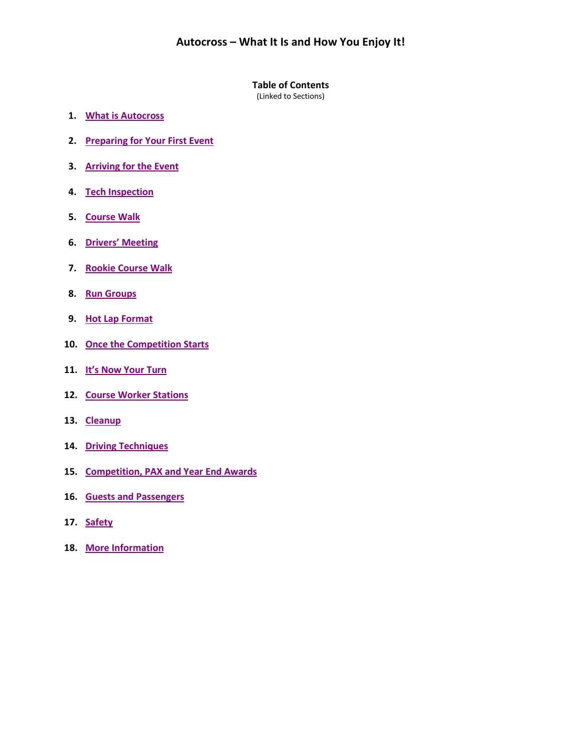# Autocross – What It Is and How You Enjoy It!

**Table of Contents**
(Linked to Sections)

1. What is Autocross
2. Preparing for Your First Event
3. Arriving for the Event
4. Tech Inspection
5. Course Walk
6. Drivers' Meeting
7. Rookie Course Walk
8. Run Groups
9. Hot Lap Format
10. Once the Competition Starts
11. It's Now Your Turn
12. Course Worker Stations
13. Cleanup
14. Driving Techniques
15. Competition, PAX and Year End Awards
16. Guests and Passengers
17. Safety
18. More Information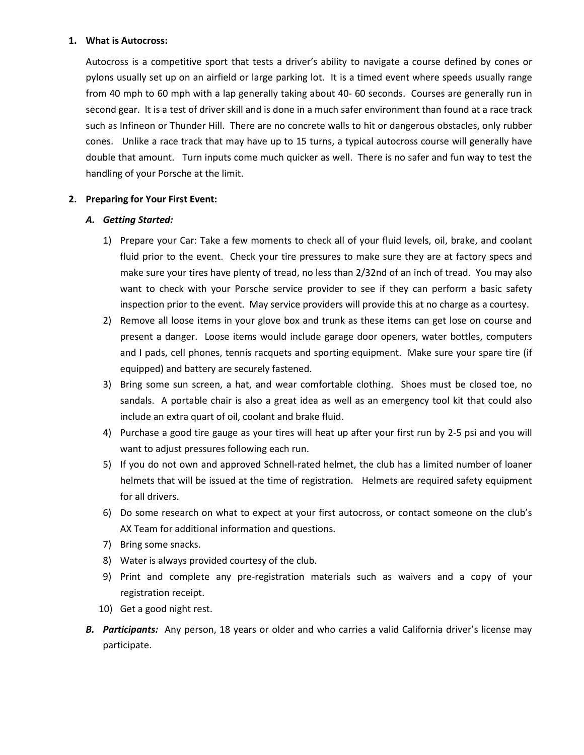1. **What is Autocross:**

   Autocross is a competitive sport that tests a driver's ability to navigate a course defined by cones or pylons usually set up on an airfield or large parking lot. It is a timed event where speeds usually range from 40 mph to 60 mph with a lap generally taking about 40- 60 seconds. Courses are generally run in second gear. It is a test of driver skill and is done in a much safer environment than found at a race track such as Infineon or Thunder Hill. There are no concrete walls to hit or dangerous obstacles, only rubber cones. Unlike a race track that may have up to 15 turns, a typical autocross course will generally have double that amount. Turn inputs come much quicker as well. There is no safer and fun way to test the handling of your Porsche at the limit.

2. **Preparing for Your First Event:**

   ***A. Getting Started:***

   1) Prepare your Car: Take a few moments to check all of your fluid levels, oil, brake, and coolant fluid prior to the event. Check your tire pressures to make sure they are at factory specs and make sure your tires have plenty of tread, no less than 2/32nd of an inch of tread. You may also want to check with your Porsche service provider to see if they can perform a basic safety inspection prior to the event. May service providers will provide this at no charge as a courtesy.
   2) Remove all loose items in your glove box and trunk as these items can get lose on course and present a danger. Loose items would include garage door openers, water bottles, computers and I pads, cell phones, tennis racquets and sporting equipment. Make sure your spare tire (if equipped) and battery are securely fastened.
   3) Bring some sun screen, a hat, and wear comfortable clothing. Shoes must be closed toe, no sandals. A portable chair is also a great idea as well as an emergency tool kit that could also include an extra quart of oil, coolant and brake fluid.
   4) Purchase a good tire gauge as your tires will heat up after your first run by 2-5 psi and you will want to adjust pressures following each run.
   5) If you do not own and approved Schnell-rated helmet, the club has a limited number of loaner helmets that will be issued at the time of registration. Helmets are required safety equipment for all drivers.
   6) Do some research on what to expect at your first autocross, or contact someone on the club's AX Team for additional information and questions.
   7) Bring some snacks.
   8) Water is always provided courtesy of the club.
   9) Print and complete any pre-registration materials such as waivers and a copy of your registration receipt.
   10) Get a good night rest.

   ***B. Participants:*** Any person, 18 years or older and who carries a valid California driver's license may participate.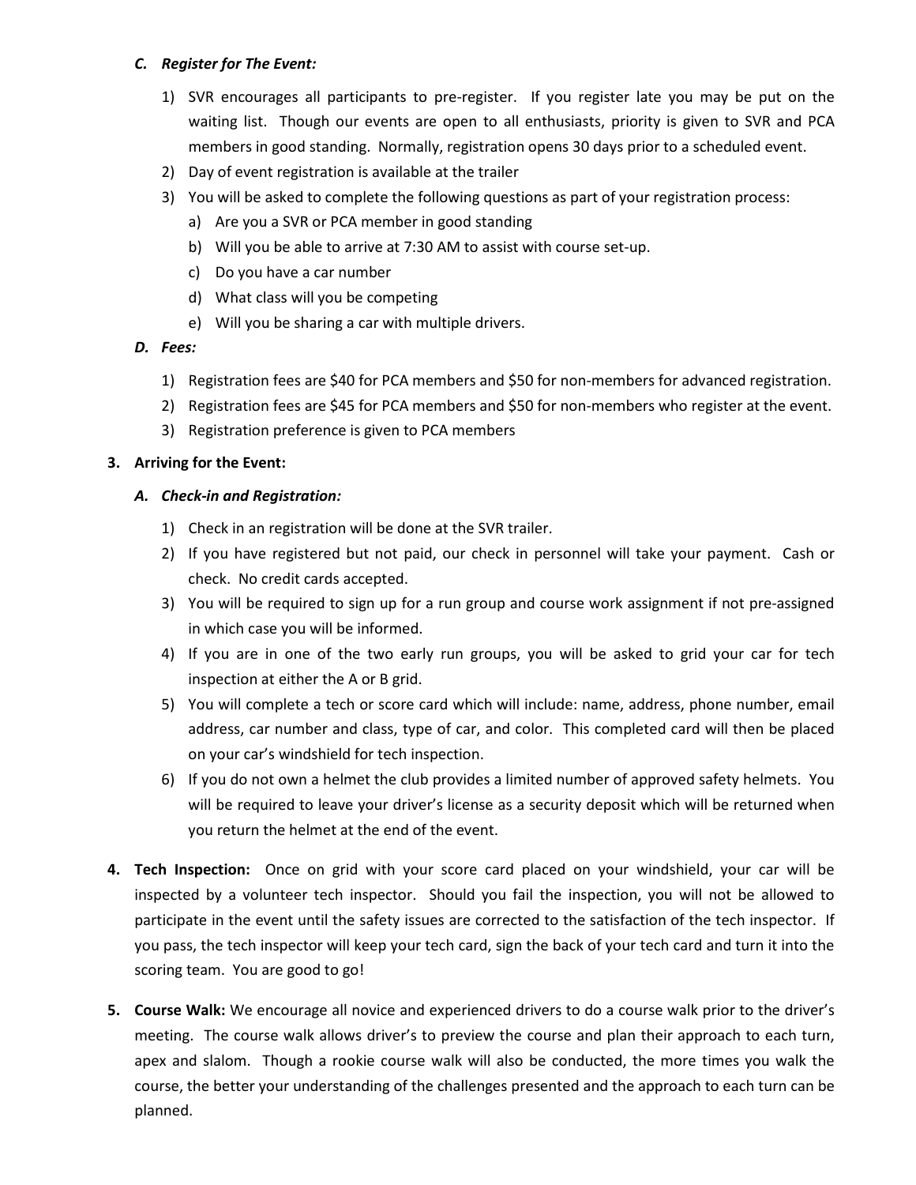*C. Register for The Event:*

1) SVR encourages all participants to pre-register. If you register late you may be put on the waiting list. Though our events are open to all enthusiasts, priority is given to SVR and PCA members in good standing. Normally, registration opens 30 days prior to a scheduled event.
2) Day of event registration is available at the trailer
3) You will be asked to complete the following questions as part of your registration process:
   a) Are you a SVR or PCA member in good standing
   b) Will you be able to arrive at 7:30 AM to assist with course set-up.
   c) Do you have a car number
   d) What class will you be competing
   e) Will you be sharing a car with multiple drivers.

*D. Fees:*

1) Registration fees are $40 for PCA members and $50 for non-members for advanced registration.
2) Registration fees are $45 for PCA members and $50 for non-members who register at the event.
3) Registration preference is given to PCA members

**3. Arriving for the Event:**

*A. Check-in and Registration:*

1) Check in an registration will be done at the SVR trailer.
2) If you have registered but not paid, our check in personnel will take your payment. Cash or check. No credit cards accepted.
3) You will be required to sign up for a run group and course work assignment if not pre-assigned in which case you will be informed.
4) If you are in one of the two early run groups, you will be asked to grid your car for tech inspection at either the A or B grid.
5) You will complete a tech or score card which will include: name, address, phone number, email address, car number and class, type of car, and color. This completed card will then be placed on your car's windshield for tech inspection.
6) If you do not own a helmet the club provides a limited number of approved safety helmets. You will be required to leave your driver's license as a security deposit which will be returned when you return the helmet at the end of the event.

**4. Tech Inspection:** Once on grid with your score card placed on your windshield, your car will be inspected by a volunteer tech inspector. Should you fail the inspection, you will not be allowed to participate in the event until the safety issues are corrected to the satisfaction of the tech inspector. If you pass, the tech inspector will keep your tech card, sign the back of your tech card and turn it into the scoring team. You are good to go!

**5. Course Walk:** We encourage all novice and experienced drivers to do a course walk prior to the driver's meeting. The course walk allows driver's to preview the course and plan their approach to each turn, apex and slalom. Though a rookie course walk will also be conducted, the more times you walk the course, the better your understanding of the challenges presented and the approach to each turn can be planned.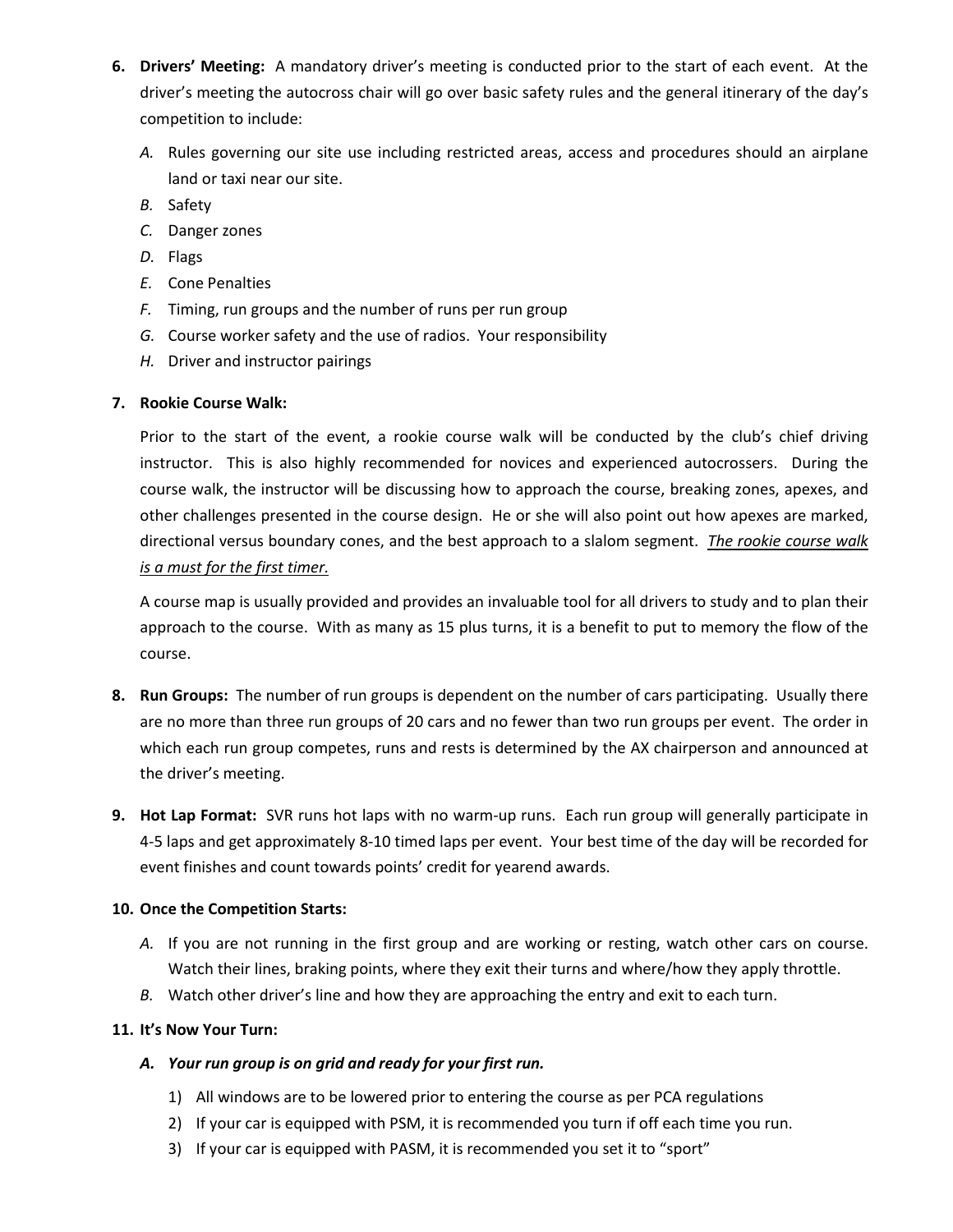6. **Drivers' Meeting:** A mandatory driver's meeting is conducted prior to the start of each event. At the driver's meeting the autocross chair will go over basic safety rules and the general itinerary of the day's competition to include:

   *A.* Rules governing our site use including restricted areas, access and procedures should an airplane land or taxi near our site.

   *B.* Safety

   *C.* Danger zones

   *D.* Flags

   *E.* Cone Penalties

   *F.* Timing, run groups and the number of runs per run group

   *G.* Course worker safety and the use of radios. Your responsibility

   *H.* Driver and instructor pairings

7. **Rookie Course Walk:**

   Prior to the start of the event, a rookie course walk will be conducted by the club's chief driving instructor. This is also highly recommended for novices and experienced autocrossers. During the course walk, the instructor will be discussing how to approach the course, breaking zones, apexes, and other challenges presented in the course design. He or she will also point out how apexes are marked, directional versus boundary cones, and the best approach to a slalom segment. <u>*The rookie course walk is a must for the first timer.*</u>

   A course map is usually provided and provides an invaluable tool for all drivers to study and to plan their approach to the course. With as many as 15 plus turns, it is a benefit to put to memory the flow of the course.

8. **Run Groups:** The number of run groups is dependent on the number of cars participating. Usually there are no more than three run groups of 20 cars and no fewer than two run groups per event. The order in which each run group competes, runs and rests is determined by the AX chairperson and announced at the driver's meeting.

9. **Hot Lap Format:** SVR runs hot laps with no warm-up runs. Each run group will generally participate in 4-5 laps and get approximately 8-10 timed laps per event. Your best time of the day will be recorded for event finishes and count towards points' credit for yearend awards.

10. **Once the Competition Starts:**

    *A.* If you are not running in the first group and are working or resting, watch other cars on course. Watch their lines, braking points, where they exit their turns and where/how they apply throttle.

    *B.* Watch other driver's line and how they are approaching the entry and exit to each turn.

11. **It's Now Your Turn:**

    ***A. Your run group is on grid and ready for your first run.***

    1) All windows are to be lowered prior to entering the course as per PCA regulations
    2) If your car is equipped with PSM, it is recommended you turn if off each time you run.
    3) If your car is equipped with PASM, it is recommended you set it to "sport"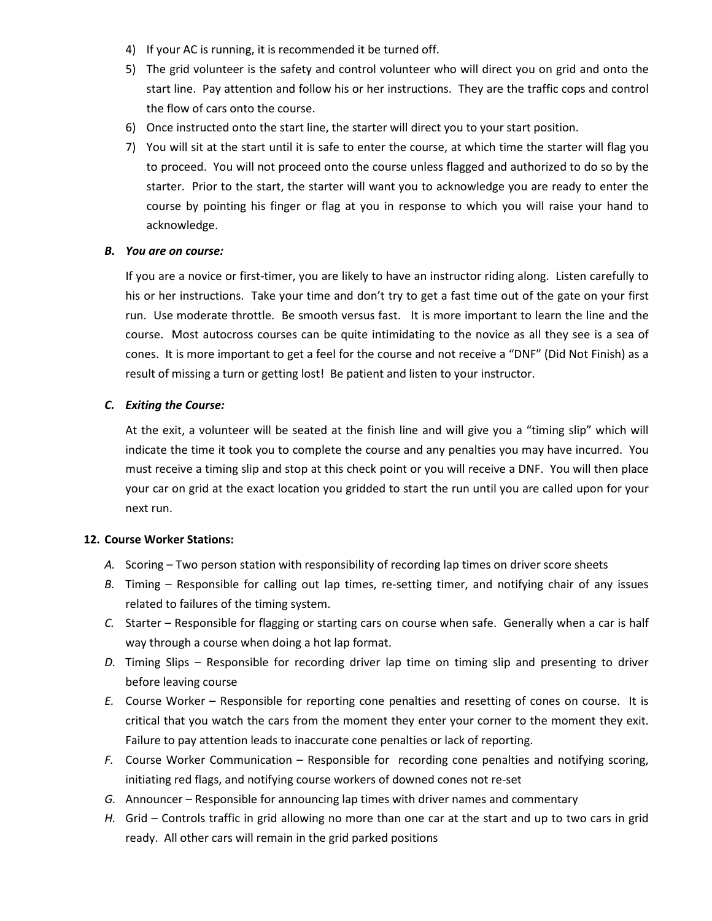4) If your AC is running, it is recommended it be turned off.
5) The grid volunteer is the safety and control volunteer who will direct you on grid and onto the start line. Pay attention and follow his or her instructions. They are the traffic cops and control the flow of cars onto the course.
6) Once instructed onto the start line, the starter will direct you to your start position.
7) You will sit at the start until it is safe to enter the course, at which time the starter will flag you to proceed. You will not proceed onto the course unless flagged and authorized to do so by the starter. Prior to the start, the starter will want you to acknowledge you are ready to enter the course by pointing his finger or flag at you in response to which you will raise your hand to acknowledge.

***B. You are on course:***

If you are a novice or first-timer, you are likely to have an instructor riding along. Listen carefully to his or her instructions. Take your time and don't try to get a fast time out of the gate on your first run. Use moderate throttle. Be smooth versus fast. It is more important to learn the line and the course. Most autocross courses can be quite intimidating to the novice as all they see is a sea of cones. It is more important to get a feel for the course and not receive a "DNF" (Did Not Finish) as a result of missing a turn or getting lost! Be patient and listen to your instructor.

***C. Exiting the Course:***

At the exit, a volunteer will be seated at the finish line and will give you a "timing slip" which will indicate the time it took you to complete the course and any penalties you may have incurred. You must receive a timing slip and stop at this check point or you will receive a DNF. You will then place your car on grid at the exact location you gridded to start the run until you are called upon for your next run.

**12. Course Worker Stations:**

*A.* Scoring – Two person station with responsibility of recording lap times on driver score sheets

*B.* Timing – Responsible for calling out lap times, re-setting timer, and notifying chair of any issues related to failures of the timing system.

*C.* Starter – Responsible for flagging or starting cars on course when safe. Generally when a car is half way through a course when doing a hot lap format.

*D.* Timing Slips – Responsible for recording driver lap time on timing slip and presenting to driver before leaving course

*E.* Course Worker – Responsible for reporting cone penalties and resetting of cones on course. It is critical that you watch the cars from the moment they enter your corner to the moment they exit. Failure to pay attention leads to inaccurate cone penalties or lack of reporting.

*F.* Course Worker Communication – Responsible for recording cone penalties and notifying scoring, initiating red flags, and notifying course workers of downed cones not re-set

*G.* Announcer – Responsible for announcing lap times with driver names and commentary

*H.* Grid – Controls traffic in grid allowing no more than one car at the start and up to two cars in grid ready. All other cars will remain in the grid parked positions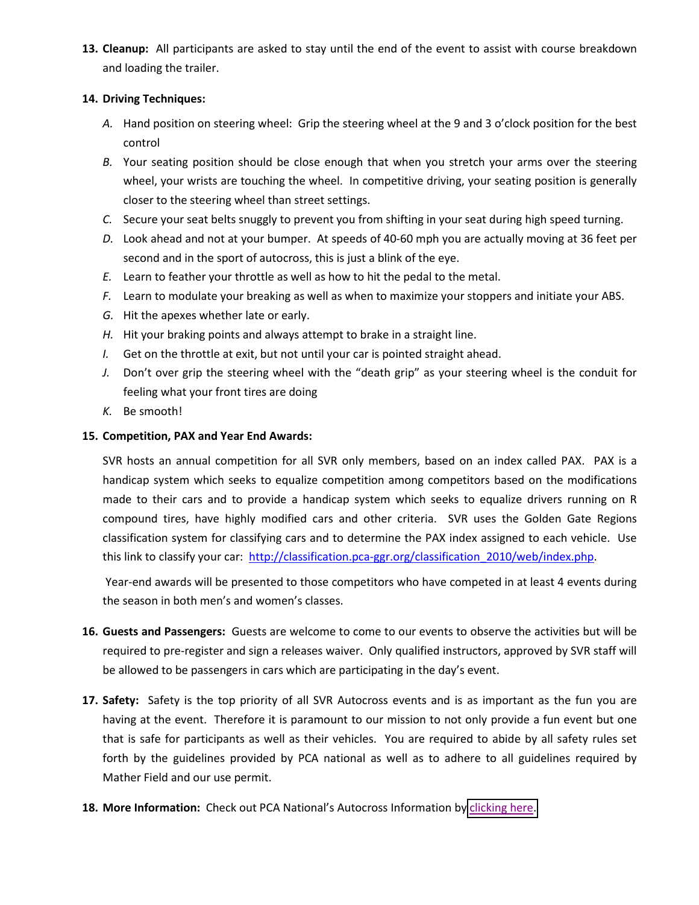13. **Cleanup:** All participants are asked to stay until the end of the event to assist with course breakdown and loading the trailer.

14. **Driving Techniques:**

    *A.* Hand position on steering wheel: Grip the steering wheel at the 9 and 3 o'clock position for the best control

    *B.* Your seating position should be close enough that when you stretch your arms over the steering wheel, your wrists are touching the wheel. In competitive driving, your seating position is generally closer to the steering wheel than street settings.

    *C.* Secure your seat belts snuggly to prevent you from shifting in your seat during high speed turning.

    *D.* Look ahead and not at your bumper. At speeds of 40-60 mph you are actually moving at 36 feet per second and in the sport of autocross, this is just a blink of the eye.

    *E.* Learn to feather your throttle as well as how to hit the pedal to the metal.

    *F.* Learn to modulate your breaking as well as when to maximize your stoppers and initiate your ABS.

    *G.* Hit the apexes whether late or early.

    *H.* Hit your braking points and always attempt to brake in a straight line.

    *I.* Get on the throttle at exit, but not until your car is pointed straight ahead.

    *J.* Don't over grip the steering wheel with the "death grip" as your steering wheel is the conduit for feeling what your front tires are doing

    *K.* Be smooth!

15. **Competition, PAX and Year End Awards:**

    SVR hosts an annual competition for all SVR only members, based on an index called PAX. PAX is a handicap system which seeks to equalize competition among competitors based on the modifications made to their cars and to provide a handicap system which seeks to equalize drivers running on R compound tires, have highly modified cars and other criteria. SVR uses the Golden Gate Regions classification system for classifying cars and to determine the PAX index assigned to each vehicle. Use this link to classify your car: http://classification.pca-ggr.org/classification_2010/web/index.php.

    Year-end awards will be presented to those competitors who have competed in at least 4 events during the season in both men's and women's classes.

16. **Guests and Passengers:** Guests are welcome to come to our events to observe the activities but will be required to pre-register and sign a releases waiver. Only qualified instructors, approved by SVR staff will be allowed to be passengers in cars which are participating in the day's event.

17. **Safety:** Safety is the top priority of all SVR Autocross events and is as important as the fun you are having at the event. Therefore it is paramount to our mission to not only provide a fun event but one that is safe for participants as well as their vehicles. You are required to abide by all safety rules set forth by the guidelines provided by PCA national as well as to adhere to all guidelines required by Mather Field and our use permit.

18. **More Information:** Check out PCA National's Autocross Information by clicking here.